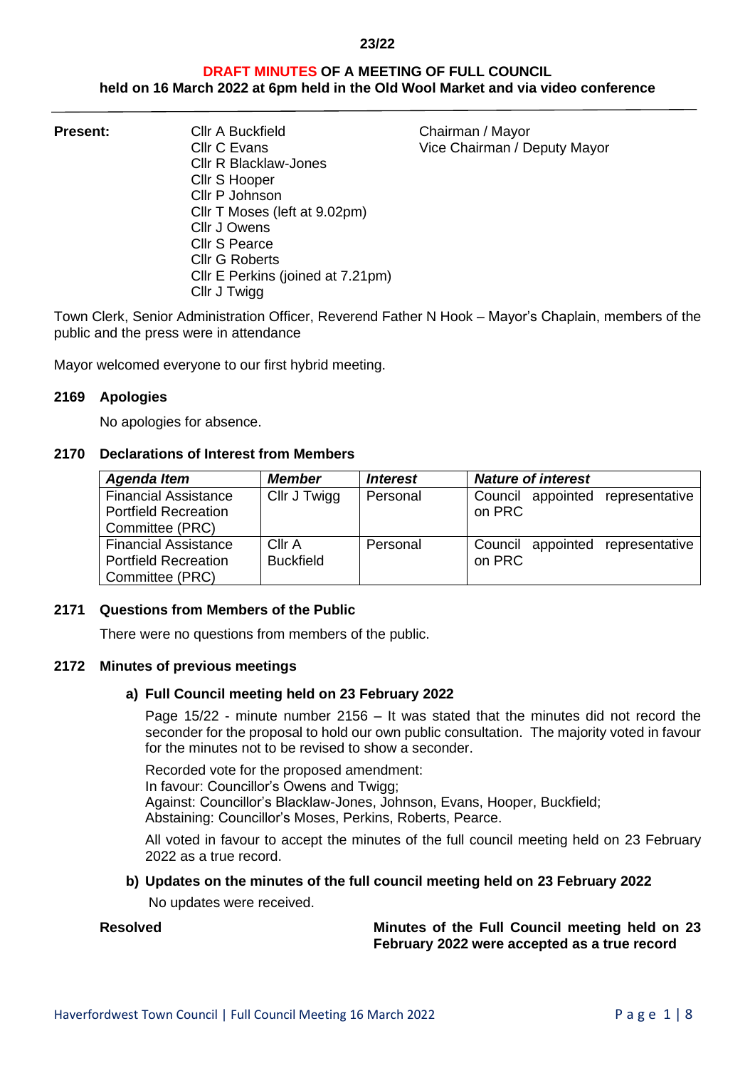23/22

# DRAFT MINUTES OF A MEETING OF FULL COUNCIL
## held on 16 March 2022 at 6pm held in the Old Wool Market and via video conference

**Present:**

| | | |
|---|---|---|
| | Cllr A Buckfield | Chairman / Mayor |
| | Cllr C Evans | Vice Chairman / Deputy Mayor |
| | Cllr R Blacklaw-Jones | |
| | Cllr S Hooper | |
| | Cllr P Johnson | |
| | Cllr T Moses (left at 9.02pm) | |
| | Cllr J Owens | |
| | Cllr S Pearce | |
| | Cllr G Roberts | |
| | Cllr E Perkins (joined at 7.21pm) | |
| | Cllr J Twigg | |

Town Clerk, Senior Administration Officer, Reverend Father N Hook – Mayor's Chaplain, members of the public and the press were in attendance

Mayor welcomed everyone to our first hybrid meeting.

### 2169 Apologies

No apologies for absence.

### 2170 Declarations of Interest from Members

| *Agenda Item* | *Member* | *Interest* | *Nature of interest* |
|---|---|---|---|
| Financial Assistance Portfield Recreation Committee (PRC) | Cllr J Twigg | Personal | Council appointed representative on PRC |
| Financial Assistance Portfield Recreation Committee (PRC) | Cllr A Buckfield | Personal | Council appointed representative on PRC |

### 2171 Questions from Members of the Public

There were no questions from members of the public.

### 2172 Minutes of previous meetings

**a) Full Council meeting held on 23 February 2022**

Page 15/22 - minute number 2156 – It was stated that the minutes did not record the seconder for the proposal to hold our own public consultation. The majority voted in favour for the minutes not to be revised to show a seconder.

Recorded vote for the proposed amendment:
In favour: Councillor's Owens and Twigg;
Against: Councillor's Blacklaw-Jones, Johnson, Evans, Hooper, Buckfield;
Abstaining: Councillor's Moses, Perkins, Roberts, Pearce.

All voted in favour to accept the minutes of the full council meeting held on 23 February 2022 as a true record.

**b) Updates on the minutes of the full council meeting held on 23 February 2022**

No updates were received.

**Resolved** **Minutes of the Full Council meeting held on 23 February 2022 were accepted as a true record**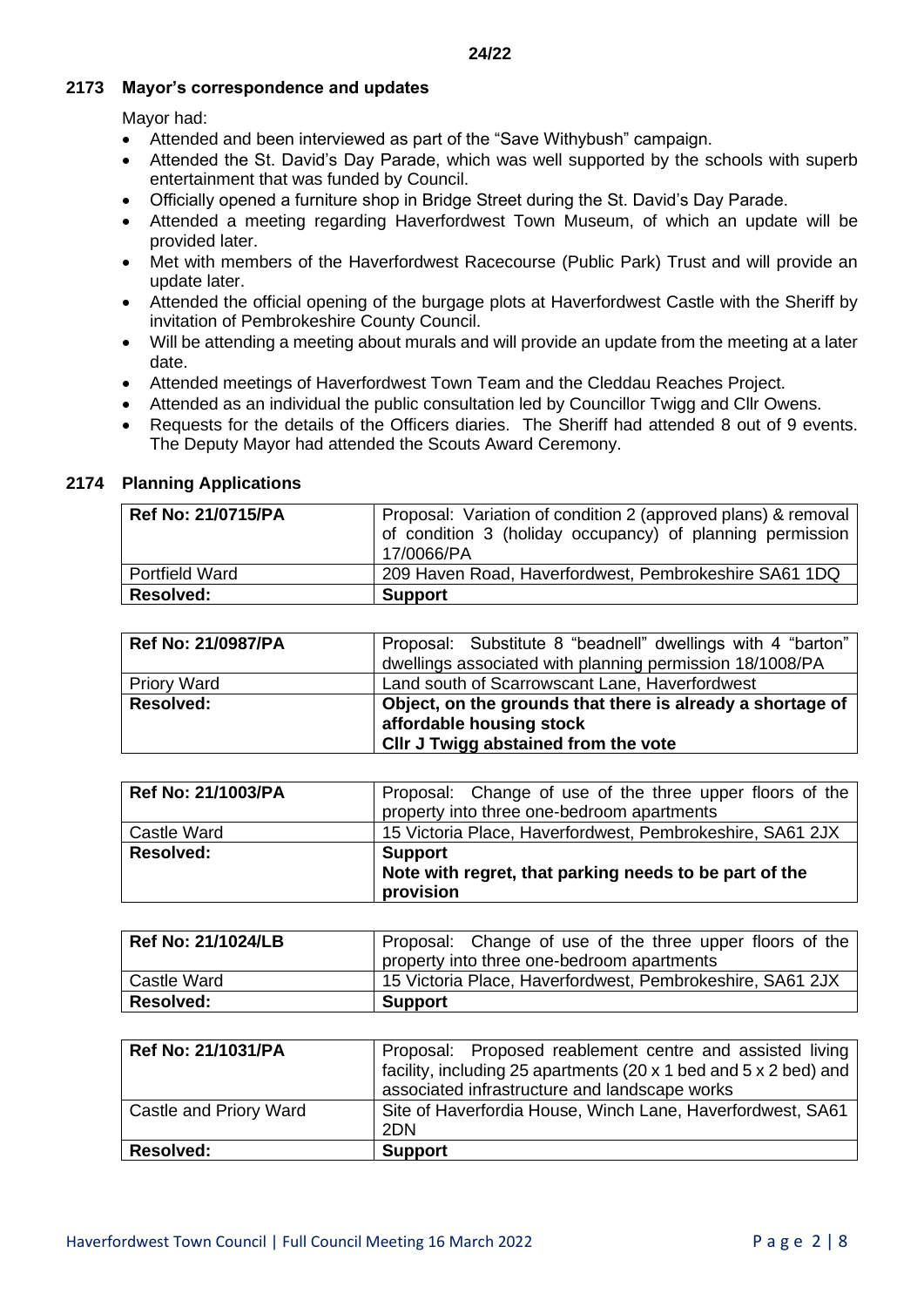24/22

### 2173 Mayor's correspondence and updates

Mayor had:

- Attended and been interviewed as part of the "Save Withybush" campaign.
- Attended the St. David's Day Parade, which was well supported by the schools with superb entertainment that was funded by Council.
- Officially opened a furniture shop in Bridge Street during the St. David's Day Parade.
- Attended a meeting regarding Haverfordwest Town Museum, of which an update will be provided later.
- Met with members of the Haverfordwest Racecourse (Public Park) Trust and will provide an update later.
- Attended the official opening of the burgage plots at Haverfordwest Castle with the Sheriff by invitation of Pembrokeshire County Council.
- Will be attending a meeting about murals and will provide an update from the meeting at a later date.
- Attended meetings of Haverfordwest Town Team and the Cleddau Reaches Project.
- Attended as an individual the public consultation led by Councillor Twigg and Cllr Owens.
- Requests for the details of the Officers diaries. The Sheriff had attended 8 out of 9 events. The Deputy Mayor had attended the Scouts Award Ceremony.

### 2174 Planning Applications

| **Ref No: 21/0715/PA** | Proposal: Variation of condition 2 (approved plans) & removal of condition 3 (holiday occupancy) of planning permission 17/0066/PA |
|---|---|
| Portfield Ward | 209 Haven Road, Haverfordwest, Pembrokeshire SA61 1DQ |
| **Resolved:** | **Support** |

| **Ref No: 21/0987/PA** | Proposal: Substitute 8 "beadnell" dwellings with 4 "barton" dwellings associated with planning permission 18/1008/PA |
|---|---|
| Priory Ward | Land south of Scarrowscant Lane, Haverfordwest |
| **Resolved:** | **Object, on the grounds that there is already a shortage of affordable housing stock**<br>**Cllr J Twigg abstained from the vote** |

| **Ref No: 21/1003/PA** | Proposal: Change of use of the three upper floors of the property into three one-bedroom apartments |
|---|---|
| Castle Ward | 15 Victoria Place, Haverfordwest, Pembrokeshire, SA61 2JX |
| **Resolved:** | **Support**<br>**Note with regret, that parking needs to be part of the provision** |

| **Ref No: 21/1024/LB** | Proposal: Change of use of the three upper floors of the property into three one-bedroom apartments |
|---|---|
| Castle Ward | 15 Victoria Place, Haverfordwest, Pembrokeshire, SA61 2JX |
| **Resolved:** | **Support** |

| **Ref No: 21/1031/PA** | Proposal: Proposed reablement centre and assisted living facility, including 25 apartments (20 x 1 bed and 5 x 2 bed) and associated infrastructure and landscape works |
|---|---|
| Castle and Priory Ward | Site of Haverfordia House, Winch Lane, Haverfordwest, SA61 2DN |
| **Resolved:** | **Support** |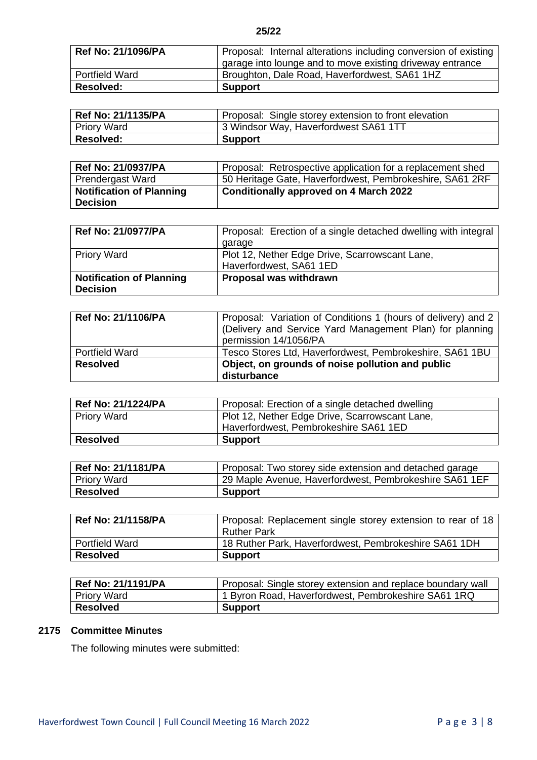**25/22**

| **Ref No: 21/1096/PA** | Proposal: Internal alterations including conversion of existing garage into lounge and to move existing driveway entrance |
|---|---|
| Portfield Ward | Broughton, Dale Road, Haverfordwest, SA61 1HZ |
| **Resolved:** | **Support** |

| **Ref No: 21/1135/PA** | Proposal: Single storey extension to front elevation |
|---|---|
| Priory Ward | 3 Windsor Way, Haverfordwest SA61 1TT |
| **Resolved:** | **Support** |

| **Ref No: 21/0937/PA** | Proposal: Retrospective application for a replacement shed |
|---|---|
| Prendergast Ward | 50 Heritage Gate, Haverfordwest, Pembrokeshire, SA61 2RF |
| **Notification of Planning Decision** | **Conditionally approved on 4 March 2022** |

| **Ref No: 21/0977/PA** | Proposal: Erection of a single detached dwelling with integral garage |
|---|---|
| Priory Ward | Plot 12, Nether Edge Drive, Scarrowscant Lane, Haverfordwest, SA61 1ED |
| **Notification of Planning Decision** | **Proposal was withdrawn** |

| **Ref No: 21/1106/PA** | Proposal: Variation of Conditions 1 (hours of delivery) and 2 (Delivery and Service Yard Management Plan) for planning permission 14/1056/PA |
|---|---|
| Portfield Ward | Tesco Stores Ltd, Haverfordwest, Pembrokeshire, SA61 1BU |
| **Resolved** | **Object, on grounds of noise pollution and public disturbance** |

| **Ref No: 21/1224/PA** | Proposal: Erection of a single detached dwelling |
|---|---|
| Priory Ward | Plot 12, Nether Edge Drive, Scarrowscant Lane, Haverfordwest, Pembrokeshire SA61 1ED |
| **Resolved** | **Support** |

| **Ref No: 21/1181/PA** | Proposal: Two storey side extension and detached garage |
|---|---|
| Priory Ward | 29 Maple Avenue, Haverfordwest, Pembrokeshire SA61 1EF |
| **Resolved** | **Support** |

| **Ref No: 21/1158/PA** | Proposal: Replacement single storey extension to rear of 18 Ruther Park |
|---|---|
| Portfield Ward | 18 Ruther Park, Haverfordwest, Pembrokeshire SA61 1DH |
| **Resolved** | **Support** |

| **Ref No: 21/1191/PA** | Proposal: Single storey extension and replace boundary wall |
|---|---|
| Priory Ward | 1 Byron Road, Haverfordwest, Pembrokeshire SA61 1RQ |
| **Resolved** | **Support** |

**2175 Committee Minutes**

The following minutes were submitted: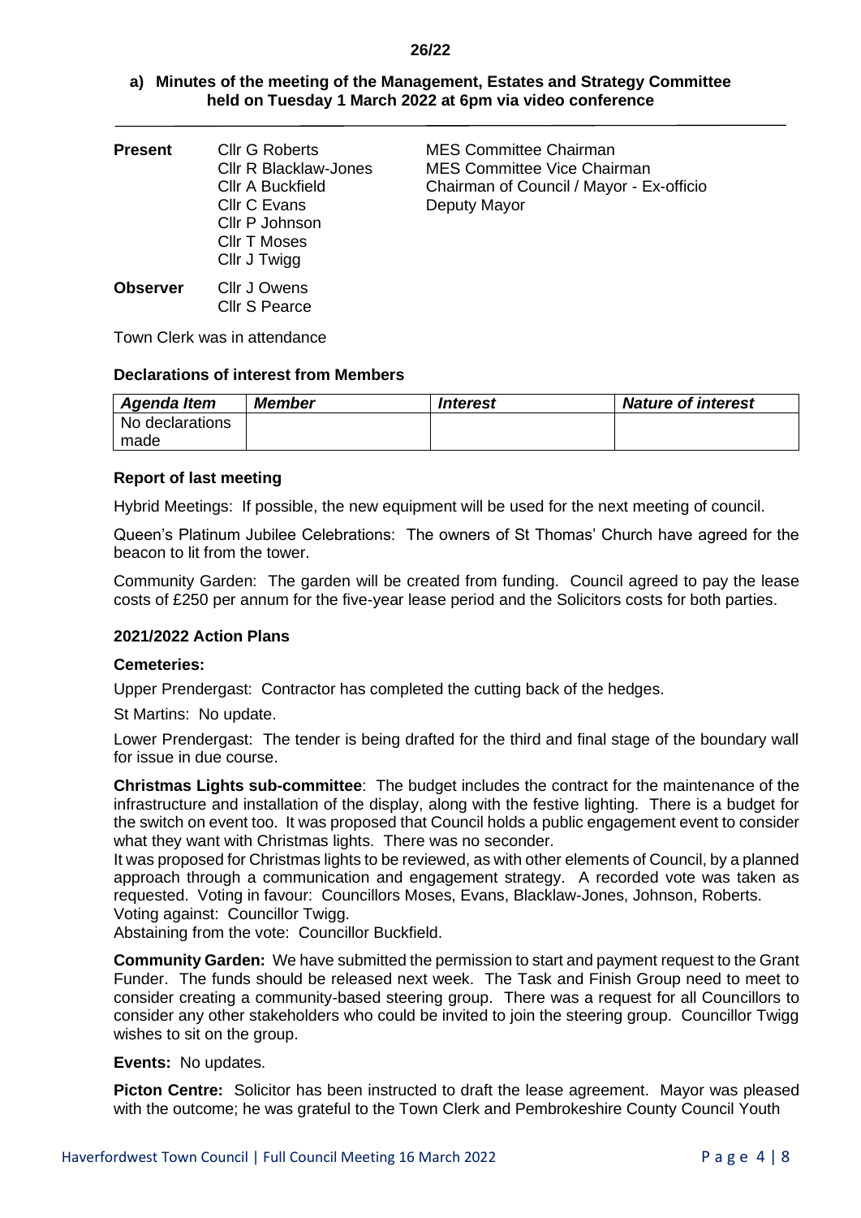26/22

## a) Minutes of the meeting of the Management, Estates and Strategy Committee held on Tuesday 1 March 2022 at 6pm via video conference

| | | |
|---|---|---|
| **Present** | Cllr G Roberts | MES Committee Chairman |
| | Cllr R Blacklaw-Jones | MES Committee Vice Chairman |
| | Cllr A Buckfield | Chairman of Council / Mayor - Ex-officio |
| | Cllr C Evans | Deputy Mayor |
| | Cllr P Johnson | |
| | Cllr T Moses | |
| | Cllr J Twigg | |
| **Observer** | Cllr J Owens | |
| | Cllr S Pearce | |

Town Clerk was in attendance

### Declarations of interest from Members

| *Agenda Item* | *Member* | *Interest* | *Nature of interest* |
|---|---|---|---|
| No declarations made | | | |

### Report of last meeting

Hybrid Meetings: If possible, the new equipment will be used for the next meeting of council.

Queen's Platinum Jubilee Celebrations: The owners of St Thomas' Church have agreed for the beacon to lit from the tower.

Community Garden: The garden will be created from funding. Council agreed to pay the lease costs of £250 per annum for the five-year lease period and the Solicitors costs for both parties.

### 2021/2022 Action Plans

**Cemeteries:**

Upper Prendergast: Contractor has completed the cutting back of the hedges.

St Martins: No update.

Lower Prendergast: The tender is being drafted for the third and final stage of the boundary wall for issue in due course.

**Christmas Lights sub-committee**: The budget includes the contract for the maintenance of the infrastructure and installation of the display, along with the festive lighting. There is a budget for the switch on event too. It was proposed that Council holds a public engagement event to consider what they want with Christmas lights. There was no seconder.
It was proposed for Christmas lights to be reviewed, as with other elements of Council, by a planned approach through a communication and engagement strategy. A recorded vote was taken as requested. Voting in favour: Councillors Moses, Evans, Blacklaw-Jones, Johnson, Roberts.
Voting against: Councillor Twigg.
Abstaining from the vote: Councillor Buckfield.

**Community Garden:** We have submitted the permission to start and payment request to the Grant Funder. The funds should be released next week. The Task and Finish Group need to meet to consider creating a community-based steering group. There was a request for all Councillors to consider any other stakeholders who could be invited to join the steering group. Councillor Twigg wishes to sit on the group.

**Events:** No updates.

**Picton Centre:** Solicitor has been instructed to draft the lease agreement. Mayor was pleased with the outcome; he was grateful to the Town Clerk and Pembrokeshire County Council Youth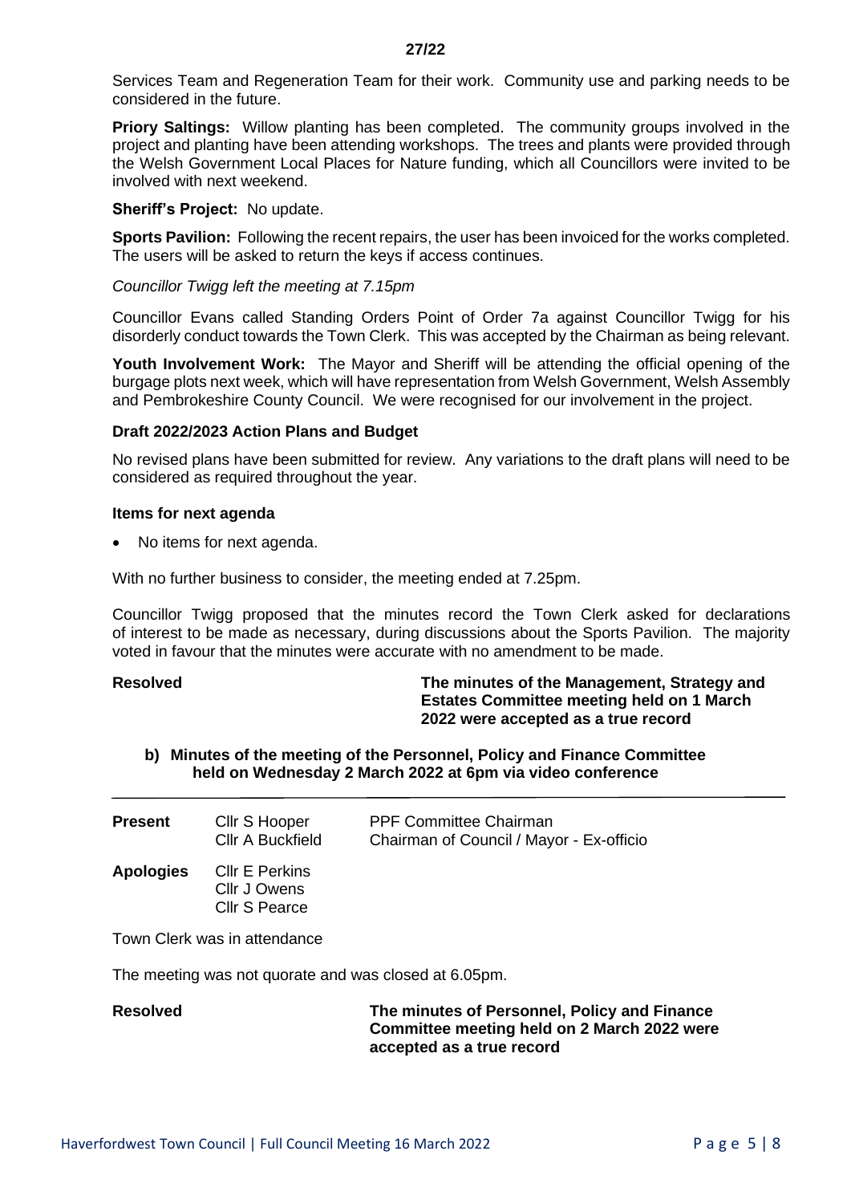**27/22**

Services Team and Regeneration Team for their work. Community use and parking needs to be considered in the future.

**Priory Saltings:** Willow planting has been completed. The community groups involved in the project and planting have been attending workshops. The trees and plants were provided through the Welsh Government Local Places for Nature funding, which all Councillors were invited to be involved with next weekend.

**Sheriff's Project:** No update.

**Sports Pavilion:** Following the recent repairs, the user has been invoiced for the works completed. The users will be asked to return the keys if access continues.

*Councillor Twigg left the meeting at 7.15pm*

Councillor Evans called Standing Orders Point of Order 7a against Councillor Twigg for his disorderly conduct towards the Town Clerk. This was accepted by the Chairman as being relevant.

**Youth Involvement Work:** The Mayor and Sheriff will be attending the official opening of the burgage plots next week, which will have representation from Welsh Government, Welsh Assembly and Pembrokeshire County Council. We were recognised for our involvement in the project.

**Draft 2022/2023 Action Plans and Budget**

No revised plans have been submitted for review. Any variations to the draft plans will need to be considered as required throughout the year.

**Items for next agenda**

- No items for next agenda.

With no further business to consider, the meeting ended at 7.25pm.

Councillor Twigg proposed that the minutes record the Town Clerk asked for declarations of interest to be made as necessary, during discussions about the Sports Pavilion. The majority voted in favour that the minutes were accurate with no amendment to be made.

**Resolved** — **The minutes of the Management, Strategy and Estates Committee meeting held on 1 March 2022 were accepted as a true record**

**b) Minutes of the meeting of the Personnel, Policy and Finance Committee held on Wednesday 2 March 2022 at 6pm via video conference**

| | | |
|---|---|---|
| **Present** | Cllr S Hooper | PPF Committee Chairman |
| | Cllr A Buckfield | Chairman of Council / Mayor - Ex-officio |
| **Apologies** | Cllr E Perkins | |
| | Cllr J Owens | |
| | Cllr S Pearce | |

Town Clerk was in attendance

The meeting was not quorate and was closed at 6.05pm.

**Resolved** — **The minutes of Personnel, Policy and Finance Committee meeting held on 2 March 2022 were accepted as a true record**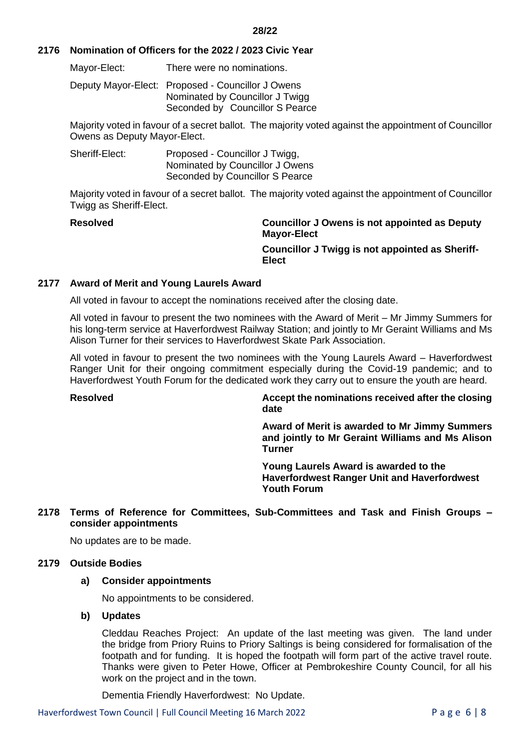**28/22**

## 2176 Nomination of Officers for the 2022 / 2023 Civic Year

Mayor-Elect: There were no nominations.

Deputy Mayor-Elect: Proposed - Councillor J Owens
Nominated by Councillor J Twigg
Seconded by Councillor S Pearce

Majority voted in favour of a secret ballot. The majority voted against the appointment of Councillor Owens as Deputy Mayor-Elect.

Sheriff-Elect: Proposed - Councillor J Twigg,
Nominated by Councillor J Owens
Seconded by Councillor S Pearce

Majority voted in favour of a secret ballot. The majority voted against the appointment of Councillor Twigg as Sheriff-Elect.

**Resolved**

**Councillor J Owens is not appointed as Deputy Mayor-Elect**

**Councillor J Twigg is not appointed as Sheriff-Elect**

## 2177 Award of Merit and Young Laurels Award

All voted in favour to accept the nominations received after the closing date.

All voted in favour to present the two nominees with the Award of Merit – Mr Jimmy Summers for his long-term service at Haverfordwest Railway Station; and jointly to Mr Geraint Williams and Ms Alison Turner for their services to Haverfordwest Skate Park Association.

All voted in favour to present the two nominees with the Young Laurels Award – Haverfordwest Ranger Unit for their ongoing commitment especially during the Covid-19 pandemic; and to Haverfordwest Youth Forum for the dedicated work they carry out to ensure the youth are heard.

**Resolved**

**Accept the nominations received after the closing date**

**Award of Merit is awarded to Mr Jimmy Summers and jointly to Mr Geraint Williams and Ms Alison Turner**

**Young Laurels Award is awarded to the Haverfordwest Ranger Unit and Haverfordwest Youth Forum**

## 2178 Terms of Reference for Committees, Sub-Committees and Task and Finish Groups – consider appointments

No updates are to be made.

## 2179 Outside Bodies

### a) Consider appointments

No appointments to be considered.

### b) Updates

Cleddau Reaches Project: An update of the last meeting was given. The land under the bridge from Priory Ruins to Priory Saltings is being considered for formalisation of the footpath and for funding. It is hoped the footpath will form part of the active travel route. Thanks were given to Peter Howe, Officer at Pembrokeshire County Council, for all his work on the project and in the town.

Dementia Friendly Haverfordwest: No Update.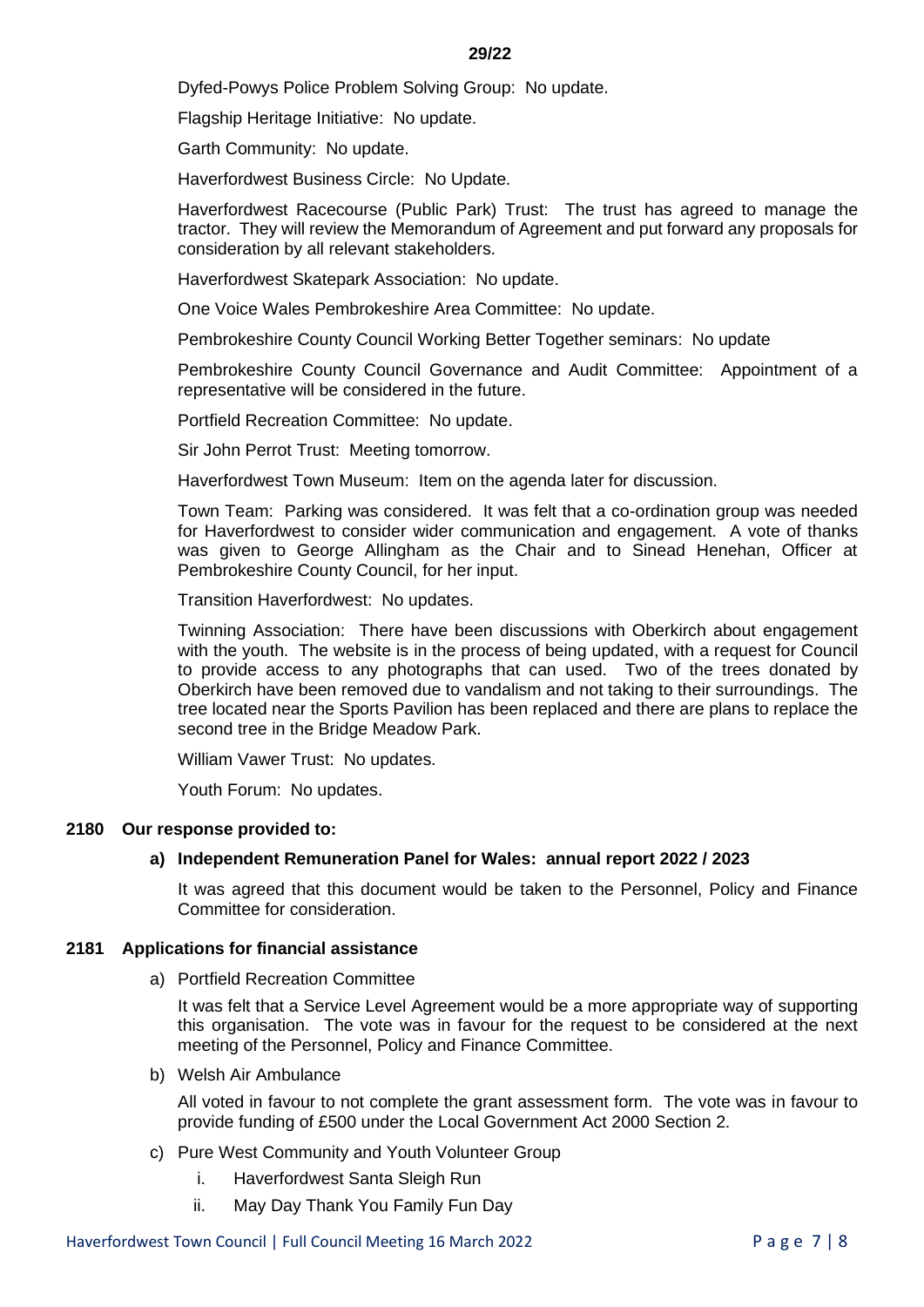Dyfed-Powys Police Problem Solving Group: No update.

Flagship Heritage Initiative: No update.

Garth Community: No update.

Haverfordwest Business Circle: No Update.

Haverfordwest Racecourse (Public Park) Trust: The trust has agreed to manage the tractor. They will review the Memorandum of Agreement and put forward any proposals for consideration by all relevant stakeholders.

Haverfordwest Skatepark Association: No update.

One Voice Wales Pembrokeshire Area Committee: No update.

Pembrokeshire County Council Working Better Together seminars: No update

Pembrokeshire County Council Governance and Audit Committee: Appointment of a representative will be considered in the future.

Portfield Recreation Committee: No update.

Sir John Perrot Trust: Meeting tomorrow.

Haverfordwest Town Museum: Item on the agenda later for discussion.

Town Team: Parking was considered. It was felt that a co-ordination group was needed for Haverfordwest to consider wider communication and engagement. A vote of thanks was given to George Allingham as the Chair and to Sinead Henehan, Officer at Pembrokeshire County Council, for her input.

Transition Haverfordwest: No updates.

Twinning Association: There have been discussions with Oberkirch about engagement with the youth. The website is in the process of being updated, with a request for Council to provide access to any photographs that can used. Two of the trees donated by Oberkirch have been removed due to vandalism and not taking to their surroundings. The tree located near the Sports Pavilion has been replaced and there are plans to replace the second tree in the Bridge Meadow Park.

William Vawer Trust: No updates.

Youth Forum: No updates.

**2180 Our response provided to:**

**a) Independent Remuneration Panel for Wales: annual report 2022 / 2023**

It was agreed that this document would be taken to the Personnel, Policy and Finance Committee for consideration.

**2181 Applications for financial assistance**

a) Portfield Recreation Committee

It was felt that a Service Level Agreement would be a more appropriate way of supporting this organisation. The vote was in favour for the request to be considered at the next meeting of the Personnel, Policy and Finance Committee.

b) Welsh Air Ambulance

All voted in favour to not complete the grant assessment form. The vote was in favour to provide funding of £500 under the Local Government Act 2000 Section 2.

c) Pure West Community and Youth Volunteer Group

   i. Haverfordwest Santa Sleigh Run
   ii. May Day Thank You Family Fun Day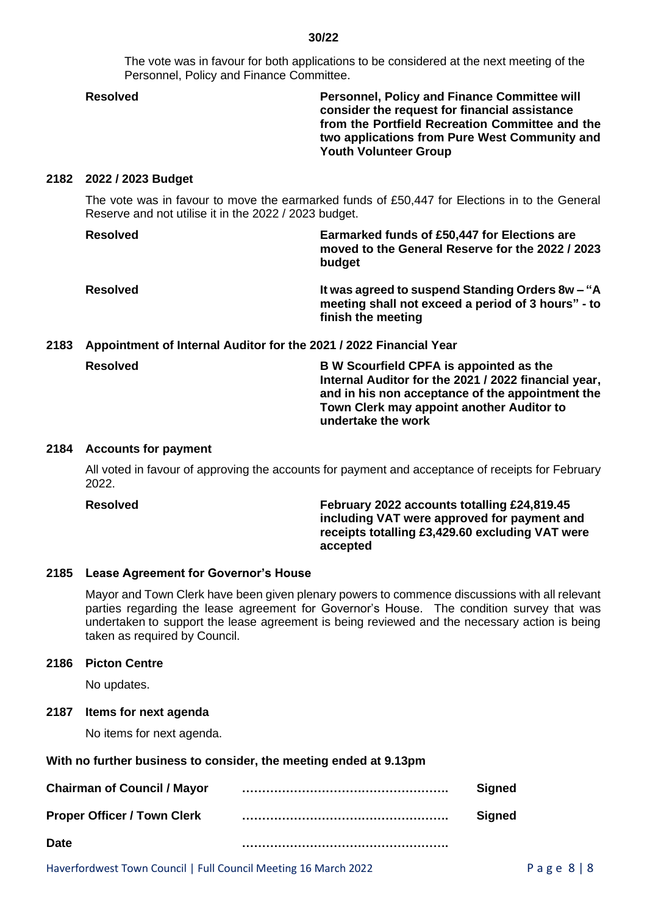30/22

The vote was in favour for both applications to be considered at the next meeting of the Personnel, Policy and Finance Committee.

| | |
|---|---|
| **Resolved** | **Personnel, Policy and Finance Committee will consider the request for financial assistance from the Portfield Recreation Committee and the two applications from Pure West Community and Youth Volunteer Group** |

**2182 2022 / 2023 Budget**

The vote was in favour to move the earmarked funds of £50,447 for Elections in to the General Reserve and not utilise it in the 2022 / 2023 budget.

| | |
|---|---|
| **Resolved** | **Earmarked funds of £50,447 for Elections are moved to the General Reserve for the 2022 / 2023 budget** |
| **Resolved** | **It was agreed to suspend Standing Orders 8w – "A meeting shall not exceed a period of 3 hours" - to finish the meeting** |

**2183 Appointment of Internal Auditor for the 2021 / 2022 Financial Year**

| | |
|---|---|
| **Resolved** | **B W Scourfield CPFA is appointed as the Internal Auditor for the 2021 / 2022 financial year, and in his non acceptance of the appointment the Town Clerk may appoint another Auditor to undertake the work** |

**2184 Accounts for payment**

All voted in favour of approving the accounts for payment and acceptance of receipts for February 2022.

| | |
|---|---|
| **Resolved** | **February 2022 accounts totalling £24,819.45 including VAT were approved for payment and receipts totalling £3,429.60 excluding VAT were accepted** |

**2185 Lease Agreement for Governor's House**

Mayor and Town Clerk have been given plenary powers to commence discussions with all relevant parties regarding the lease agreement for Governor's House. The condition survey that was undertaken to support the lease agreement is being reviewed and the necessary action is being taken as required by Council.

**2186 Picton Centre**

No updates.

**2187 Items for next agenda**

No items for next agenda.

**With no further business to consider, the meeting ended at 9.13pm**

| | | |
|---|---|---|
| **Chairman of Council / Mayor** | **…………………………………………….** | **Signed** |
| **Proper Officer / Town Clerk** | **…………………………………………….** | **Signed** |
| **Date** | **…………………………………………….** | |